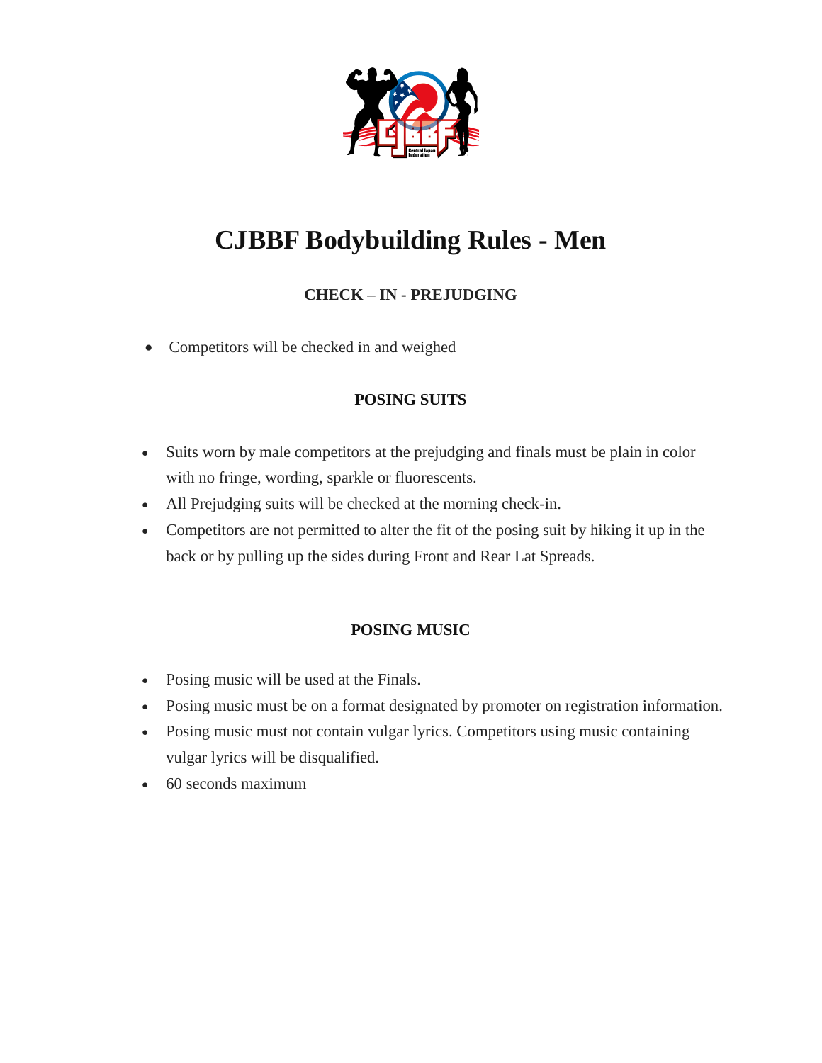# CJBBF Bodybuilding Rules - Men

### CHECK – IN - PREJUDGING

- Competitors will be checked in and weighed

### POSING SUITS

- Suits worn by male competitors at the prejudging and finals must be plain in color with no fringe, wording, sparkle or fluorescents.
- All Prejudging suits will be checked at the morning check-in.
- Competitors are not permitted to alter the fit of the posing suit by hiking it up in the back or by pulling up the sides during Front and Rear Lat Spreads.

### POSING MUSIC

- Posing music will be used at the Finals.
- Posing music must be on a format designated by promoter on registration information.
- Posing music must not contain vulgar lyrics. Competitors using music containing vulgar lyrics will be disqualified.
- 60 seconds maximum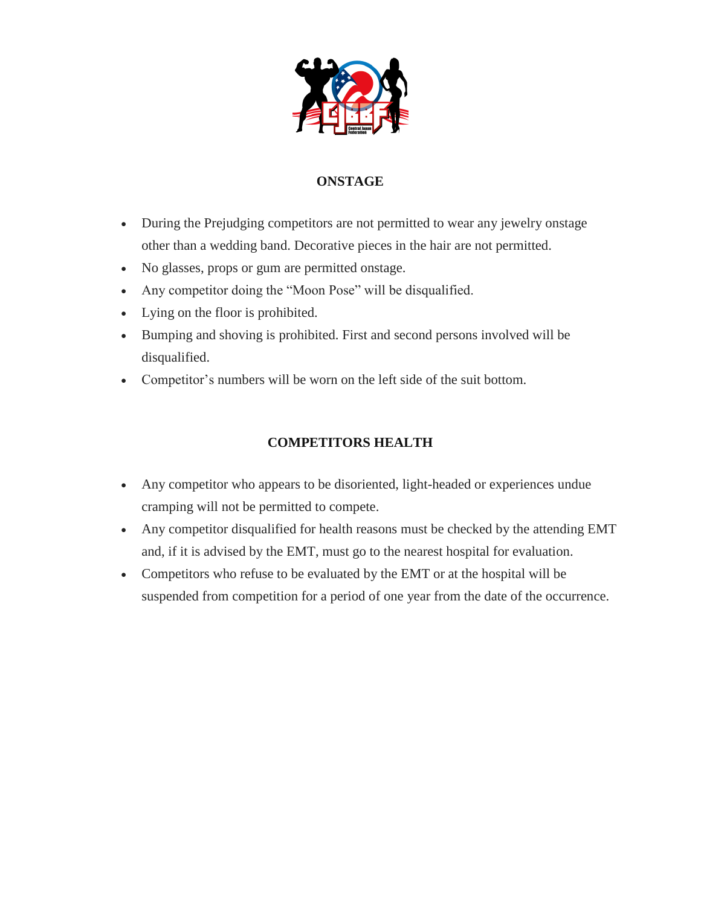## ONSTAGE

- During the Prejudging competitors are not permitted to wear any jewelry onstage other than a wedding band. Decorative pieces in the hair are not permitted.
- No glasses, props or gum are permitted onstage.
- Any competitor doing the "Moon Pose" will be disqualified.
- Lying on the floor is prohibited.
- Bumping and shoving is prohibited. First and second persons involved will be disqualified.
- Competitor's numbers will be worn on the left side of the suit bottom.

## COMPETITORS HEALTH

- Any competitor who appears to be disoriented, light-headed or experiences undue cramping will not be permitted to compete.
- Any competitor disqualified for health reasons must be checked by the attending EMT and, if it is advised by the EMT, must go to the nearest hospital for evaluation.
- Competitors who refuse to be evaluated by the EMT or at the hospital will be suspended from competition for a period of one year from the date of the occurrence.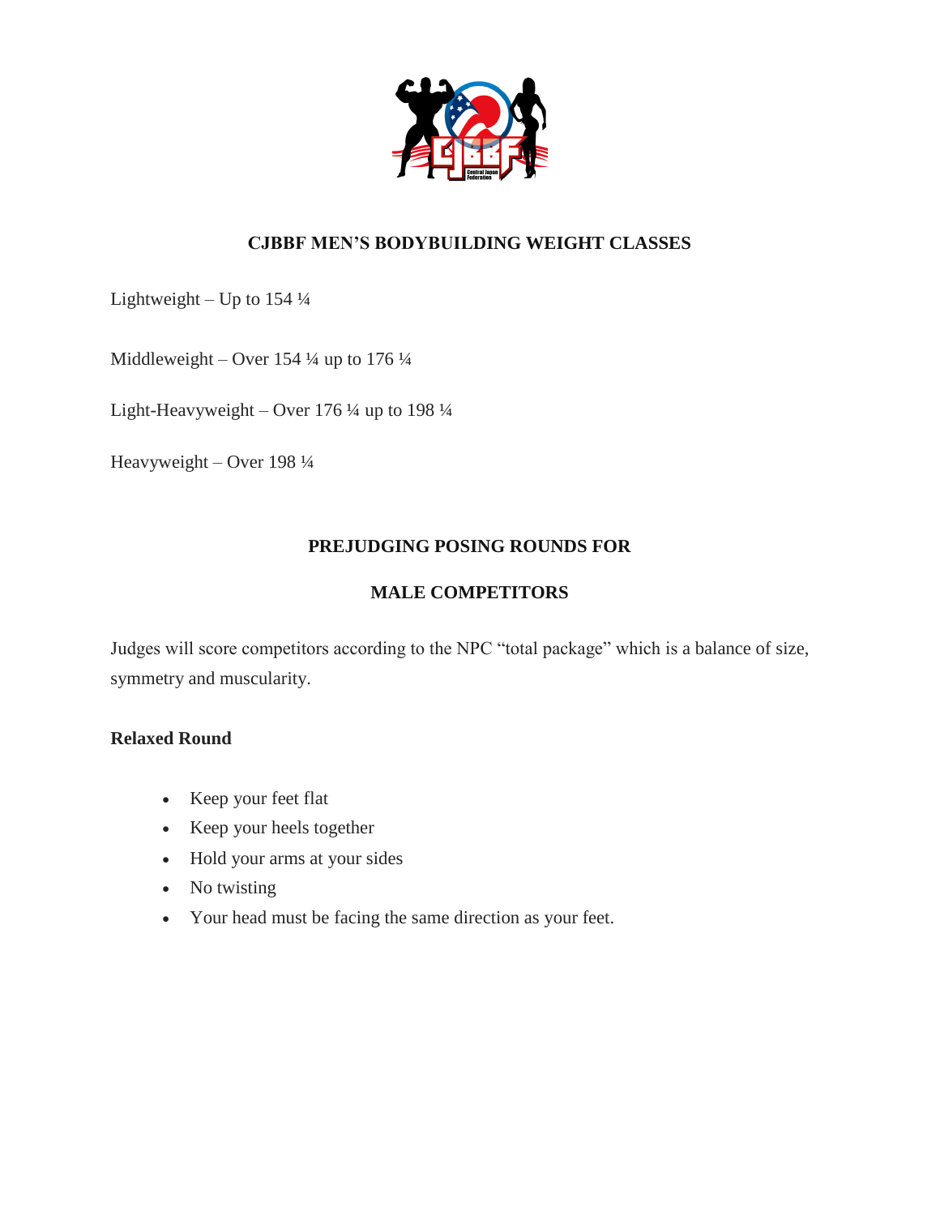## CJBBF MEN'S BODYBUILDING WEIGHT CLASSES

Lightweight – Up to 154 ¼

Middleweight – Over 154 ¼ up to 176 ¼

Light-Heavyweight – Over 176 ¼ up to 198 ¼

Heavyweight – Over 198 ¼

## PREJUDGING POSING ROUNDS FOR

## MALE COMPETITORS

Judges will score competitors according to the NPC "total package" which is a balance of size, symmetry and muscularity.

**Relaxed Round**

- Keep your feet flat
- Keep your heels together
- Hold your arms at your sides
- No twisting
- Your head must be facing the same direction as your feet.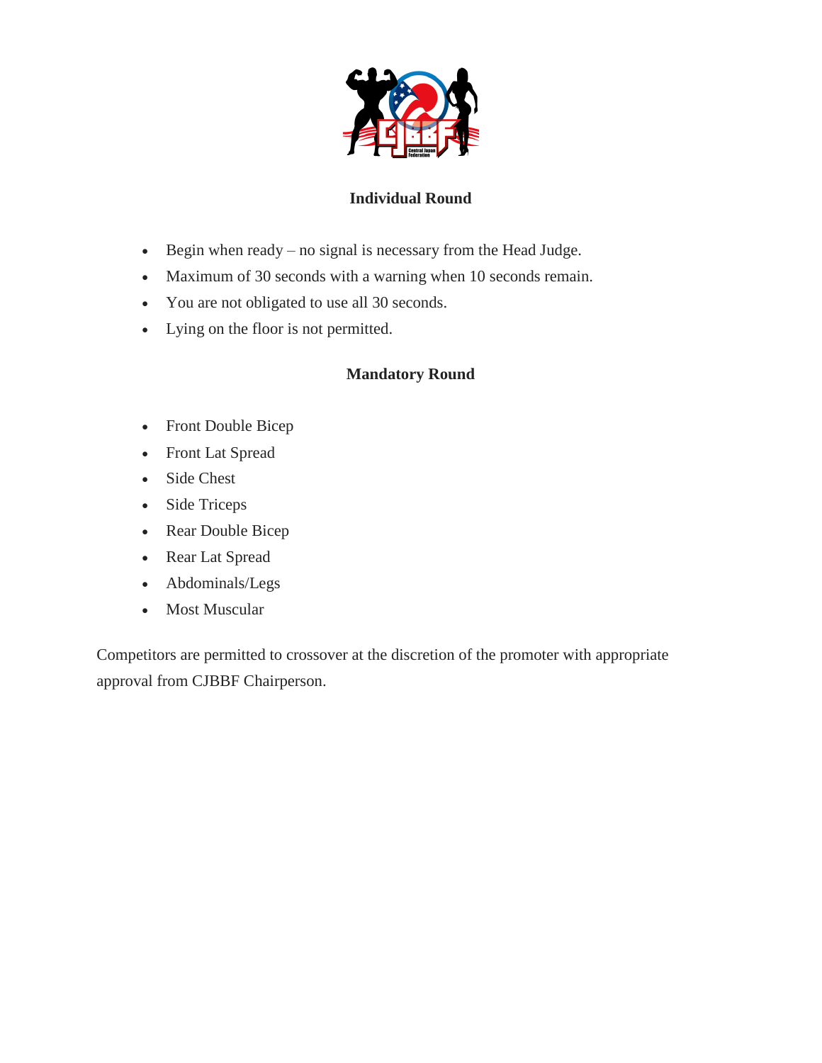## Individual Round

- Begin when ready – no signal is necessary from the Head Judge.
- Maximum of 30 seconds with a warning when 10 seconds remain.
- You are not obligated to use all 30 seconds.
- Lying on the floor is not permitted.

## Mandatory Round

- Front Double Bicep
- Front Lat Spread
- Side Chest
- Side Triceps
- Rear Double Bicep
- Rear Lat Spread
- Abdominals/Legs
- Most Muscular

Competitors are permitted to crossover at the discretion of the promoter with appropriate approval from CJBBF Chairperson.